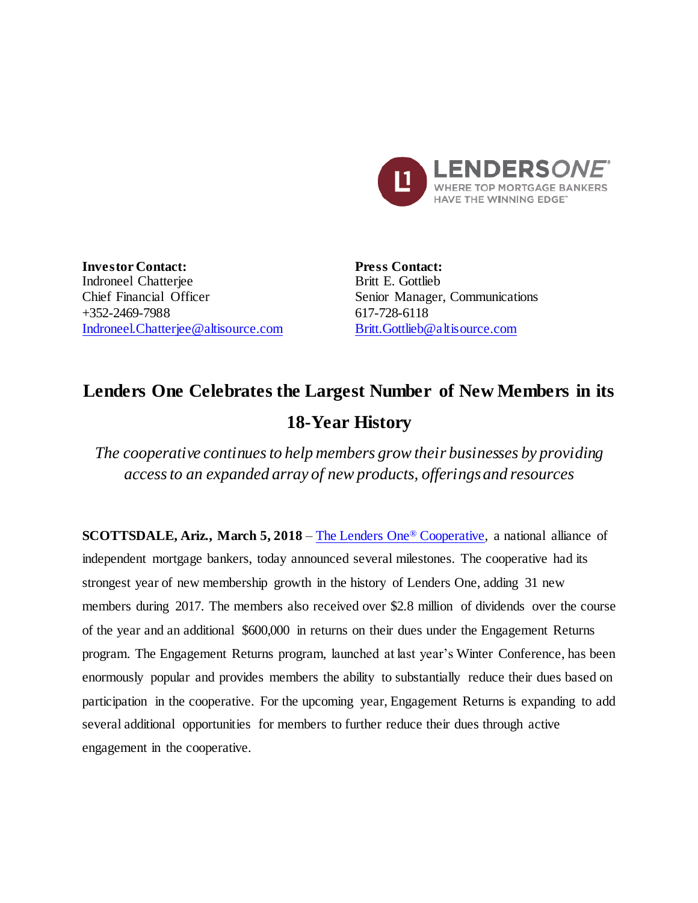LENDERS*ONE*®
WHERE TOP MORTGAGE BANKERS HAVE THE WINNING EDGE™

**Investor Contact:**
Indroneel Chatterjee
Chief Financial Officer
+352-2469-7988
[Indroneel.Chatterjee@altisource.com](mailto:Indroneel.Chatterjee@altisource.com)

**Press Contact:**
Britt E. Gottlieb
Senior Manager, Communications
617-728-6118
[Britt.Gottlieb@altisource.com](mailto:Britt.Gottlieb@altisource.com)

# Lenders One Celebrates the Largest Number of New Members in its 18-Year History

*The cooperative continues to help members grow their businesses by providing access to an expanded array of new products, offerings and resources*

**SCOTTSDALE, Ariz., March 5, 2018** – The Lenders One® Cooperative, a national alliance of independent mortgage bankers, today announced several milestones. The cooperative had its strongest year of new membership growth in the history of Lenders One, adding 31 new members during 2017. The members also received over $2.8 million of dividends over the course of the year and an additional $600,000 in returns on their dues under the Engagement Returns program. The Engagement Returns program, launched at last year's Winter Conference, has been enormously popular and provides members the ability to substantially reduce their dues based on participation in the cooperative. For the upcoming year, Engagement Returns is expanding to add several additional opportunities for members to further reduce their dues through active engagement in the cooperative.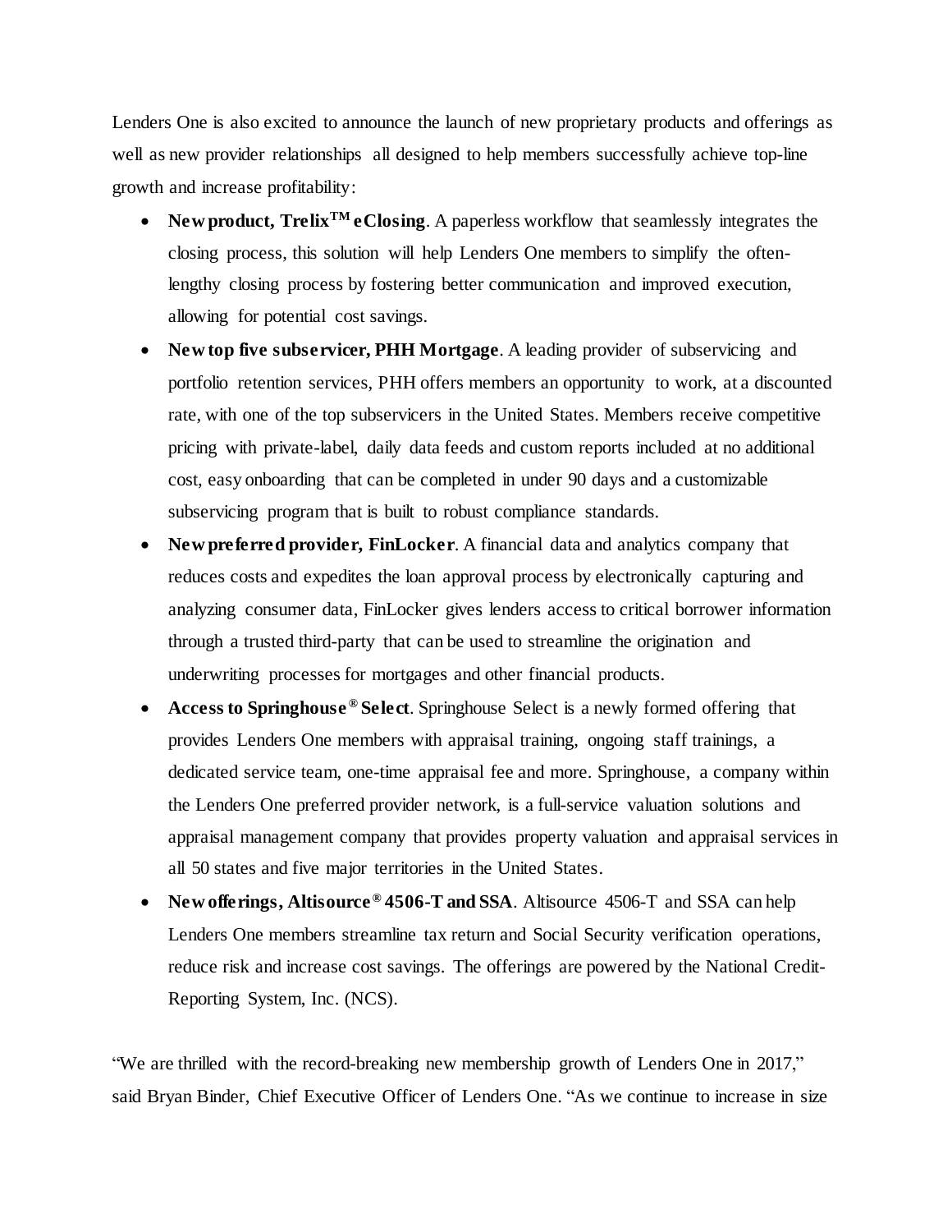Lenders One is also excited to announce the launch of new proprietary products and offerings as well as new provider relationships all designed to help members successfully achieve top-line growth and increase profitability:

- **New product, Trelix™ eClosing**. A paperless workflow that seamlessly integrates the closing process, this solution will help Lenders One members to simplify the often-lengthy closing process by fostering better communication and improved execution, allowing for potential cost savings.
- **New top five subservicer, PHH Mortgage**. A leading provider of subservicing and portfolio retention services, PHH offers members an opportunity to work, at a discounted rate, with one of the top subservicers in the United States. Members receive competitive pricing with private-label, daily data feeds and custom reports included at no additional cost, easy onboarding that can be completed in under 90 days and a customizable subservicing program that is built to robust compliance standards.
- **New preferred provider, FinLocker**. A financial data and analytics company that reduces costs and expedites the loan approval process by electronically capturing and analyzing consumer data, FinLocker gives lenders access to critical borrower information through a trusted third-party that can be used to streamline the origination and underwriting processes for mortgages and other financial products.
- **Access to Springhouse® Select**. Springhouse Select is a newly formed offering that provides Lenders One members with appraisal training, ongoing staff trainings, a dedicated service team, one-time appraisal fee and more. Springhouse, a company within the Lenders One preferred provider network, is a full-service valuation solutions and appraisal management company that provides property valuation and appraisal services in all 50 states and five major territories in the United States.
- **New offerings, Altisource® 4506-T and SSA**. Altisource 4506-T and SSA can help Lenders One members streamline tax return and Social Security verification operations, reduce risk and increase cost savings. The offerings are powered by the National Credit-Reporting System, Inc. (NCS).

"We are thrilled with the record-breaking new membership growth of Lenders One in 2017," said Bryan Binder, Chief Executive Officer of Lenders One. "As we continue to increase in size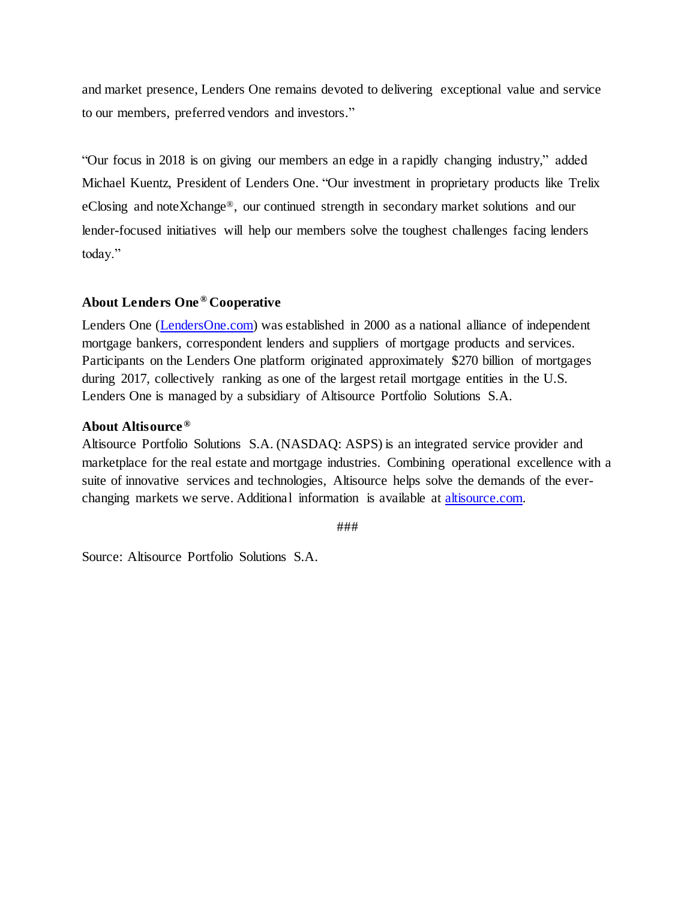and market presence, Lenders One remains devoted to delivering exceptional value and service to our members, preferred vendors and investors."

"Our focus in 2018 is on giving our members an edge in a rapidly changing industry," added Michael Kuentz, President of Lenders One. "Our investment in proprietary products like Trelix eClosing and noteXchange®, our continued strength in secondary market solutions and our lender-focused initiatives will help our members solve the toughest challenges facing lenders today."

**About Lenders One® Cooperative**

Lenders One (LendersOne.com) was established in 2000 as a national alliance of independent mortgage bankers, correspondent lenders and suppliers of mortgage products and services. Participants on the Lenders One platform originated approximately $270 billion of mortgages during 2017, collectively ranking as one of the largest retail mortgage entities in the U.S. Lenders One is managed by a subsidiary of Altisource Portfolio Solutions S.A.

**About Altisource®**

Altisource Portfolio Solutions S.A. (NASDAQ: ASPS) is an integrated service provider and marketplace for the real estate and mortgage industries. Combining operational excellence with a suite of innovative services and technologies, Altisource helps solve the demands of the ever-changing markets we serve. Additional information is available at altisource.com.

###

Source: Altisource Portfolio Solutions S.A.